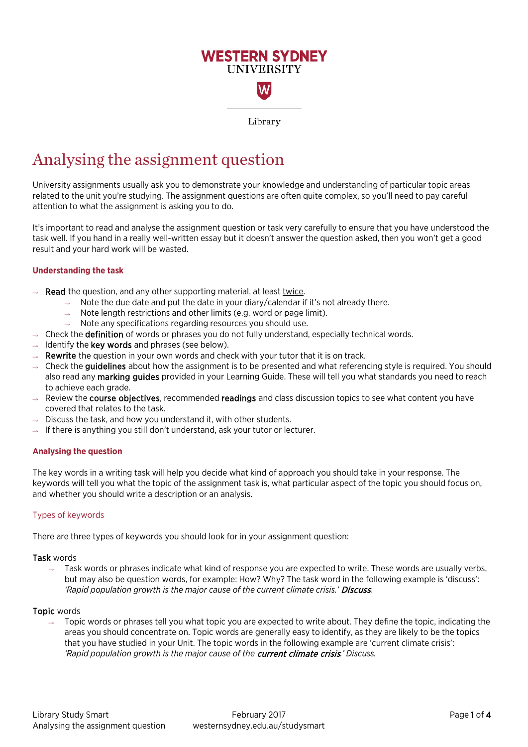WESTERN SYDNEY UNIVERSITY

Library

# Analysing the assignment question

University assignments usually ask you to demonstrate your knowledge and understanding of particular topic areas related to the unit you're studying. The assignment questions are often quite complex, so you'll need to pay careful attention to what the assignment is asking you to do.

It's important to read and analyse the assignment question or task very carefully to ensure that you have understood the task well. If you hand in a really well-written essay but it doesn't answer the question asked, then you won't get a good result and your hard work will be wasted.

## Understanding the task

- **Read** the question, and any other supporting material, at least <u>twice</u>.
    - Note the due date and put the date in your diary/calendar if it's not already there.
    - Note length restrictions and other limits (e.g. word or page limit).
    - Note any specifications regarding resources you should use.
- Check the **definition** of words or phrases you do not fully understand, especially technical words.
- Identify the **key words** and phrases (see below).
- **Rewrite** the question in your own words and check with your tutor that it is on track.
- Check the **guidelines** about how the assignment is to be presented and what referencing style is required. You should also read any **marking guides** provided in your Learning Guide. These will tell you what standards you need to reach to achieve each grade.
- Review the **course objectives**, recommended **readings** and class discussion topics to see what content you have covered that relates to the task.
- Discuss the task, and how you understand it, with other students.
- If there is anything you still don't understand, ask your tutor or lecturer.

## Analysing the question

The key words in a writing task will help you decide what kind of approach you should take in your response. The keywords will tell you what the topic of the assignment task is, what particular aspect of the topic you should focus on, and whether you should write a description or an analysis.

### Types of keywords

There are three types of keywords you should look for in your assignment question:

**Task** words

- Task words or phrases indicate what kind of response you are expected to write. These words are usually verbs, but may also be question words, for example: How? Why? The task word in the following example is 'discuss': *'Rapid population growth is the major cause of the current climate crisis.'* ***Discuss***.

**Topic** words

- Topic words or phrases tell you what topic you are expected to write about. They define the topic, indicating the areas you should concentrate on. Topic words are generally easy to identify, as they are likely to be the topics that you have studied in your Unit. The topic words in the following example are 'current climate crisis': *'Rapid population growth is the major cause of the* ***current climate crisis****.' Discuss.*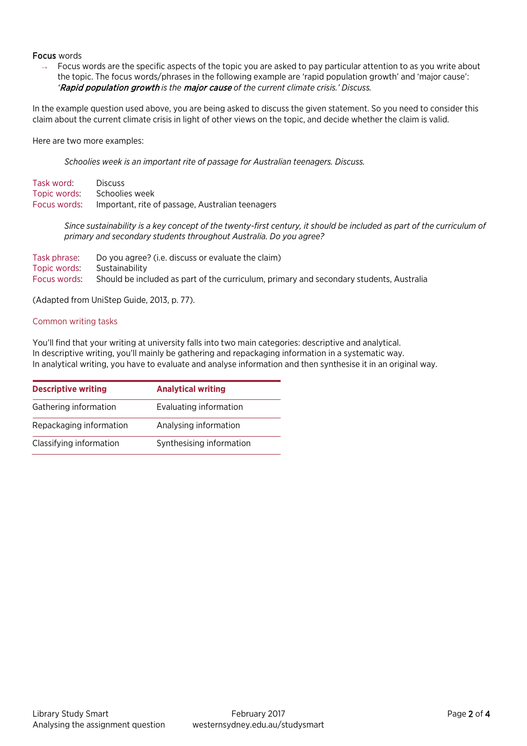**Focus** words

- Focus words are the specific aspects of the topic you are asked to pay particular attention to as you write about the topic. The focus words/phrases in the following example are 'rapid population growth' and 'major cause': *'**Rapid population growth** is the **major cause** of the current climate crisis.' Discuss.*

In the example question used above, you are being asked to discuss the given statement. So you need to consider this claim about the current climate crisis in light of other views on the topic, and decide whether the claim is valid.

Here are two more examples:

> *Schoolies week is an important rite of passage for Australian teenagers. Discuss.*

Task word: Discuss
Topic words: Schoolies week
Focus words: Important, rite of passage, Australian teenagers

> *Since sustainability is a key concept of the twenty-first century, it should be included as part of the curriculum of primary and secondary students throughout Australia. Do you agree?*

Task phrase: Do you agree? (i.e. discuss or evaluate the claim)
Topic words: Sustainability
Focus words: Should be included as part of the curriculum, primary and secondary students, Australia

(Adapted from UniStep Guide, 2013, p. 77).

## Common writing tasks

You'll find that your writing at university falls into two main categories: descriptive and analytical.
In descriptive writing, you'll mainly be gathering and repackaging information in a systematic way.
In analytical writing, you have to evaluate and analyse information and then synthesise it in an original way.

| **Descriptive writing** | **Analytical writing** |
|---|---|
| Gathering information | Evaluating information |
| Repackaging information | Analysing information |
| Classifying information | Synthesising information |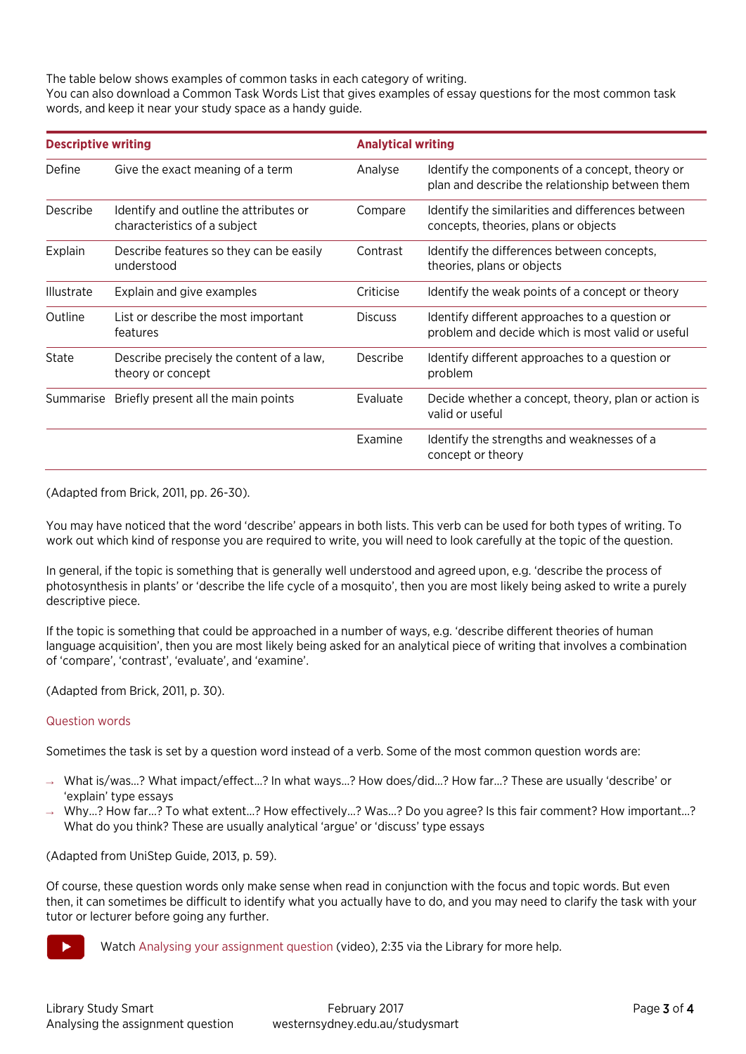The table below shows examples of common tasks in each category of writing.
You can also download a Common Task Words List that gives examples of essay questions for the most common task words, and keep it near your study space as a handy guide.

| **Descriptive writing** | | **Analytical writing** | |
|---|---|---|---|
| Define | Give the exact meaning of a term | Analyse | Identify the components of a concept, theory or plan and describe the relationship between them |
| Describe | Identify and outline the attributes or characteristics of a subject | Compare | Identify the similarities and differences between concepts, theories, plans or objects |
| Explain | Describe features so they can be easily understood | Contrast | Identify the differences between concepts, theories, plans or objects |
| Illustrate | Explain and give examples | Criticise | Identify the weak points of a concept or theory |
| Outline | List or describe the most important features | Discuss | Identify different approaches to a question or problem and decide which is most valid or useful |
| State | Describe precisely the content of a law, theory or concept | Describe | Identify different approaches to a question or problem |
| Summarise | Briefly present all the main points | Evaluate | Decide whether a concept, theory, plan or action is valid or useful |
| | | Examine | Identify the strengths and weaknesses of a concept or theory |

(Adapted from Brick, 2011, pp. 26-30).

You may have noticed that the word 'describe' appears in both lists. This verb can be used for both types of writing. To work out which kind of response you are required to write, you will need to look carefully at the topic of the question.

In general, if the topic is something that is generally well understood and agreed upon, e.g. 'describe the process of photosynthesis in plants' or 'describe the life cycle of a mosquito', then you are most likely being asked to write a purely descriptive piece.

If the topic is something that could be approached in a number of ways, e.g. 'describe different theories of human language acquisition', then you are most likely being asked for an analytical piece of writing that involves a combination of 'compare', 'contrast', 'evaluate', and 'examine'.

(Adapted from Brick, 2011, p. 30).

### Question words

Sometimes the task is set by a question word instead of a verb. Some of the most common question words are:

- What is/was...? What impact/effect...? In what ways...? How does/did...? How far...? These are usually 'describe' or 'explain' type essays
- Why...? How far...? To what extent...? How effectively...? Was...? Do you agree? Is this fair comment? How important...? What do you think? These are usually analytical 'argue' or 'discuss' type essays

(Adapted from UniStep Guide, 2013, p. 59).

Of course, these question words only make sense when read in conjunction with the focus and topic words. But even then, it can sometimes be difficult to identify what you actually have to do, and you may need to clarify the task with your tutor or lecturer before going any further.

Watch Analysing your assignment question (video), 2:35 via the Library for more help.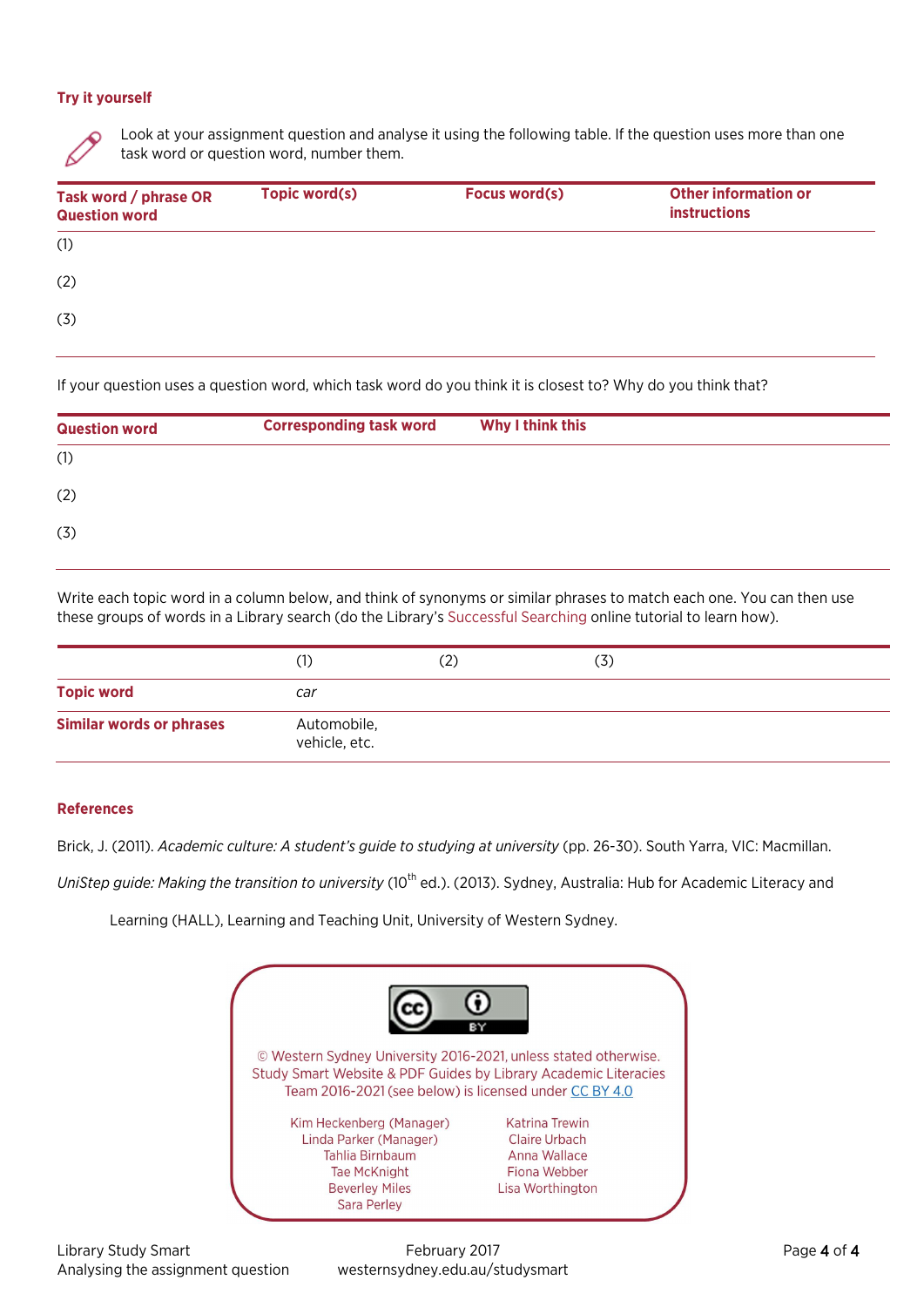### Try it yourself

Look at your assignment question and analyse it using the following table. If the question uses more than one task word or question word, number them.

| Task word / phrase OR Question word | Topic word(s) | Focus word(s) | Other information or instructions |
|---|---|---|---|
| (1) | | | |
| (2) | | | |
| (3) | | | |

If your question uses a question word, which task word do you think it is closest to? Why do you think that?

| Question word | Corresponding task word | Why I think this |
|---|---|---|
| (1) | | |
| (2) | | |
| (3) | | |

Write each topic word in a column below, and think of synonyms or similar phrases to match each one. You can then use these groups of words in a Library search (do the Library's Successful Searching online tutorial to learn how).

| | (1) | (2) | (3) |
|---|---|---|---|
| **Topic word** | *car* | | |
| **Similar words or phrases** | Automobile, vehicle, etc. | | |

### References

Brick, J. (2011). *Academic culture: A student's guide to studying at university* (pp. 26-30). South Yarra, VIC: Macmillan.

*UniStep guide: Making the transition to university* (10th ed.). (2013). Sydney, Australia: Hub for Academic Literacy and Learning (HALL), Learning and Teaching Unit, University of Western Sydney.

© Western Sydney University 2016-2021, unless stated otherwise. Study Smart Website & PDF Guides by Library Academic Literacies Team 2016-2021 (see below) is licensed under CC BY 4.0

Kim Heckenberg (Manager)
Linda Parker (Manager)
Tahlia Birnbaum
Tae McKnight
Beverley Miles
Sara Perley
Katrina Trewin
Claire Urbach
Anna Wallace
Fiona Webber
Lisa Worthington